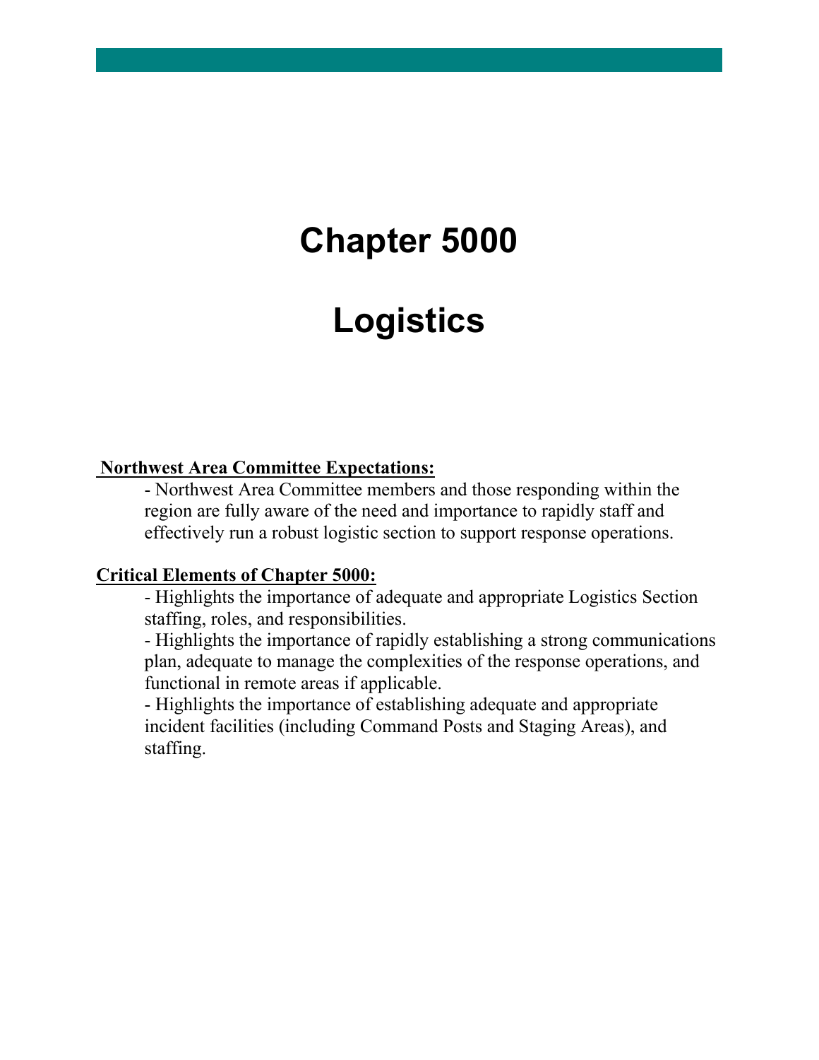# Chapter 5000

# Logistics

**Northwest Area Committee Expectations:**

- Northwest Area Committee members and those responding within the region are fully aware of the need and importance to rapidly staff and effectively run a robust logistic section to support response operations.

**Critical Elements of Chapter 5000:**

- Highlights the importance of adequate and appropriate Logistics Section staffing, roles, and responsibilities.
- Highlights the importance of rapidly establishing a strong communications plan, adequate to manage the complexities of the response operations, and functional in remote areas if applicable.
- Highlights the importance of establishing adequate and appropriate incident facilities (including Command Posts and Staging Areas), and staffing.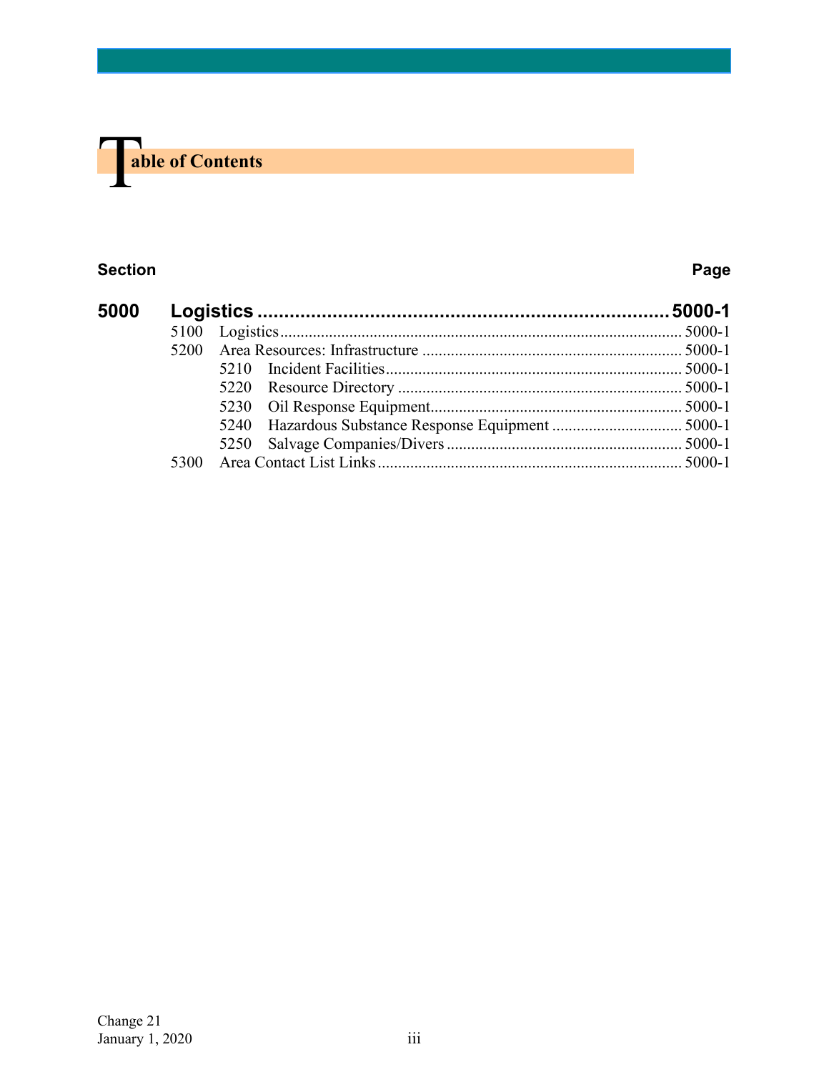# Table of Contents

| Section | | | Page |
|---|---|---|---|
| **5000** | **Logistics** | | **5000-1** |
| | 5100 | Logistics | 5000-1 |
| | 5200 | Area Resources: Infrastructure | 5000-1 |
| | | 5210 Incident Facilities | 5000-1 |
| | | 5220 Resource Directory | 5000-1 |
| | | 5230 Oil Response Equipment | 5000-1 |
| | | 5240 Hazardous Substance Response Equipment | 5000-1 |
| | | 5250 Salvage Companies/Divers | 5000-1 |
| | 5300 | Area Contact List Links | 5000-1 |

Change 21
January 1, 2020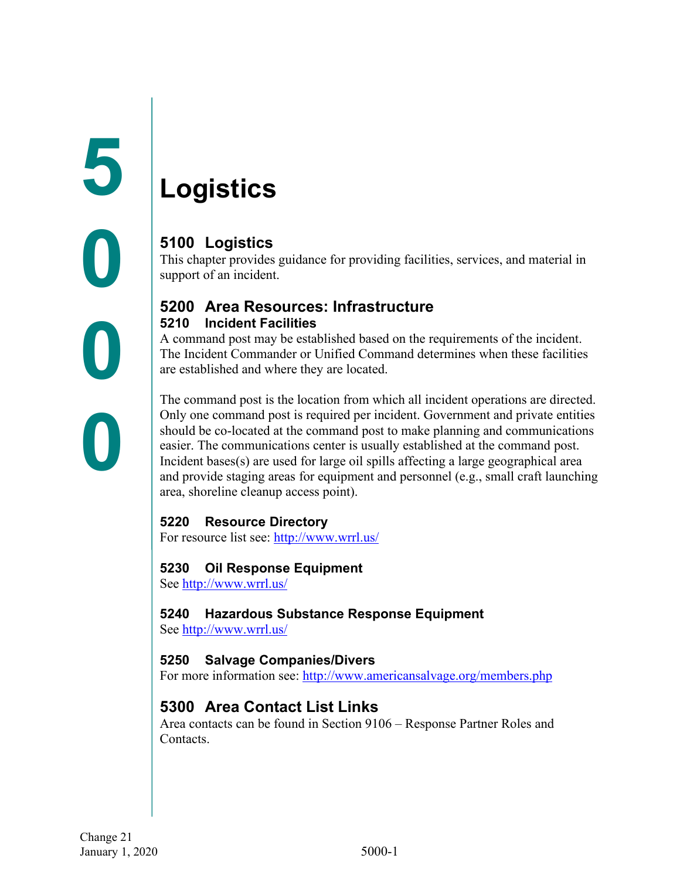# 5000 Logistics

## 5100 Logistics

This chapter provides guidance for providing facilities, services, and material in support of an incident.

## 5200 Area Resources: Infrastructure

### 5210 Incident Facilities

A command post may be established based on the requirements of the incident. The Incident Commander or Unified Command determines when these facilities are established and where they are located.

The command post is the location from which all incident operations are directed. Only one command post is required per incident. Government and private entities should be co-located at the command post to make planning and communications easier. The communications center is usually established at the command post. Incident bases(s) are used for large oil spills affecting a large geographical area and provide staging areas for equipment and personnel (e.g., small craft launching area, shoreline cleanup access point).

### 5220 Resource Directory

For resource list see: http://www.wrrl.us/

### 5230 Oil Response Equipment

See http://www.wrrl.us/

### 5240 Hazardous Substance Response Equipment

See http://www.wrrl.us/

### 5250 Salvage Companies/Divers

For more information see: http://www.americansalvage.org/members.php

## 5300 Area Contact List Links

Area contacts can be found in Section 9106 – Response Partner Roles and Contacts.

Change 21
January 1, 2020